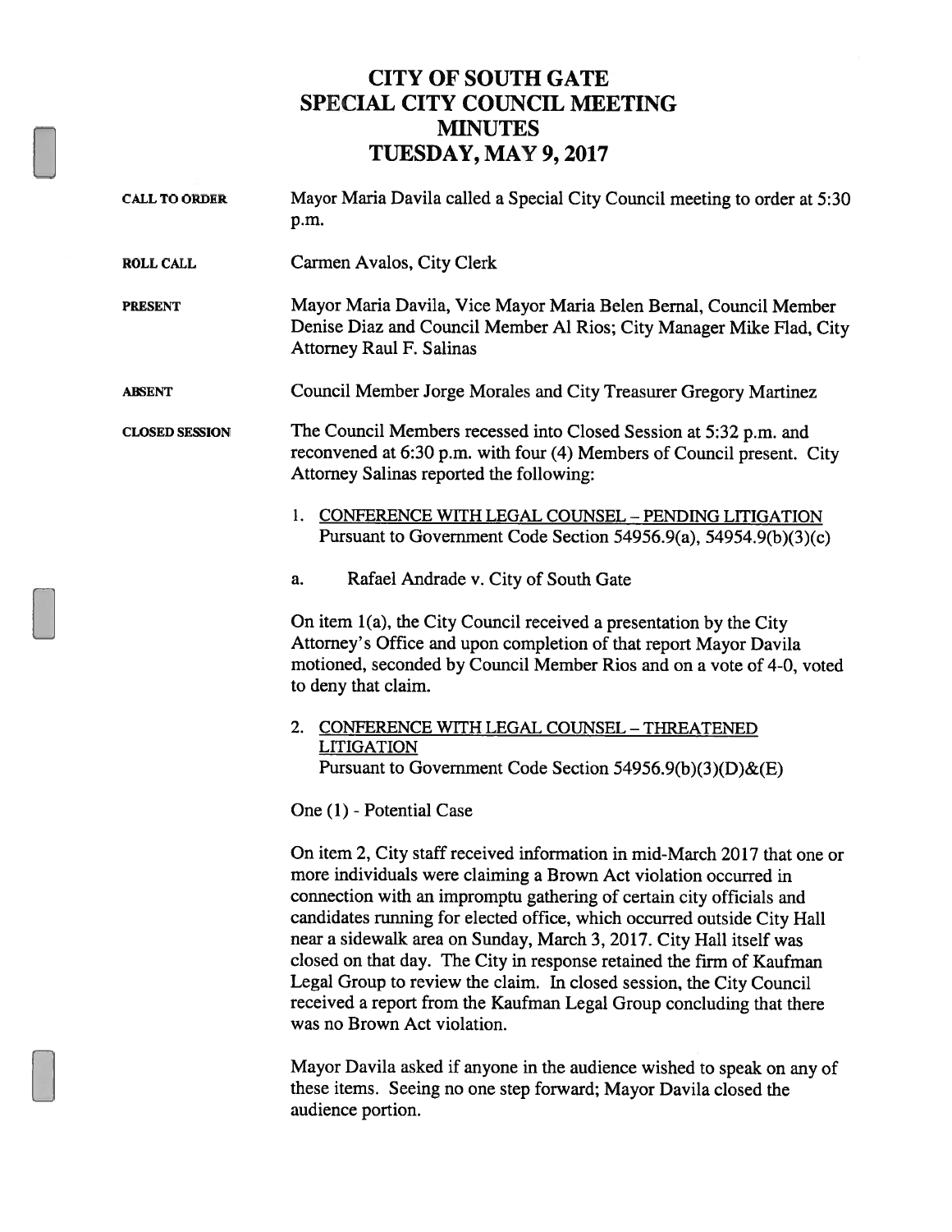# CITY OF SOUTH GATE
# SPECIAL CITY COUNCIL MEETING
# MINUTES
# TUESDAY, MAY 9, 2017

**CALL TO ORDER** Mayor Maria Davila called a Special City Council meeting to order at 5:30 p.m.

**ROLL CALL** Carmen Avalos, City Clerk

**PRESENT** Mayor Maria Davila, Vice Mayor Maria Belen Bernal, Council Member Denise Diaz and Council Member Al Rios; City Manager Mike Flad, City Attorney Raul F. Salinas

**ABSENT** Council Member Jorge Morales and City Treasurer Gregory Martinez

**CLOSED SESSION** The Council Members recessed into Closed Session at 5:32 p.m. and reconvened at 6:30 p.m. with four (4) Members of Council present. City Attorney Salinas reported the following:

1. CONFERENCE WITH LEGAL COUNSEL – PENDING LITIGATION
   Pursuant to Government Code Section 54956.9(a), 54954.9(b)(3)(c)

   a. Rafael Andrade v. City of South Gate

On item 1(a), the City Council received a presentation by the City Attorney's Office and upon completion of that report Mayor Davila motioned, seconded by Council Member Rios and on a vote of 4-0, voted to deny that claim.

2. CONFERENCE WITH LEGAL COUNSEL – THREATENED LITIGATION
   Pursuant to Government Code Section 54956.9(b)(3)(D)&(E)

One (1) - Potential Case

On item 2, City staff received information in mid-March 2017 that one or more individuals were claiming a Brown Act violation occurred in connection with an impromptu gathering of certain city officials and candidates running for elected office, which occurred outside City Hall near a sidewalk area on Sunday, March 3, 2017. City Hall itself was closed on that day. The City in response retained the firm of Kaufman Legal Group to review the claim. In closed session, the City Council received a report from the Kaufman Legal Group concluding that there was no Brown Act violation.

Mayor Davila asked if anyone in the audience wished to speak on any of these items. Seeing no one step forward; Mayor Davila closed the audience portion.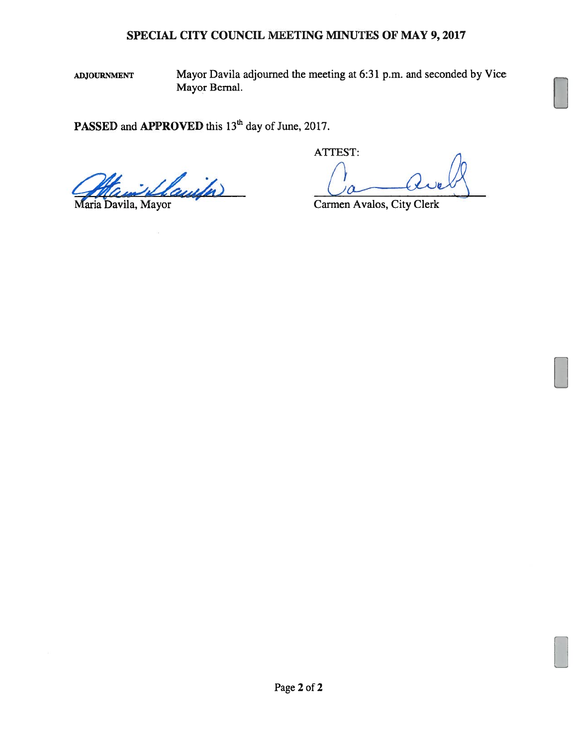**ADJOURNMENT** Mayor Davila adjourned the meeting at 6:31 p.m. and seconded by Vice Mayor Bernal.

**PASSED** and **APPROVED** this 13th day of June, 2017.

Maria Davila, Mayor

ATTEST:

Carmen Avalos, City Clerk